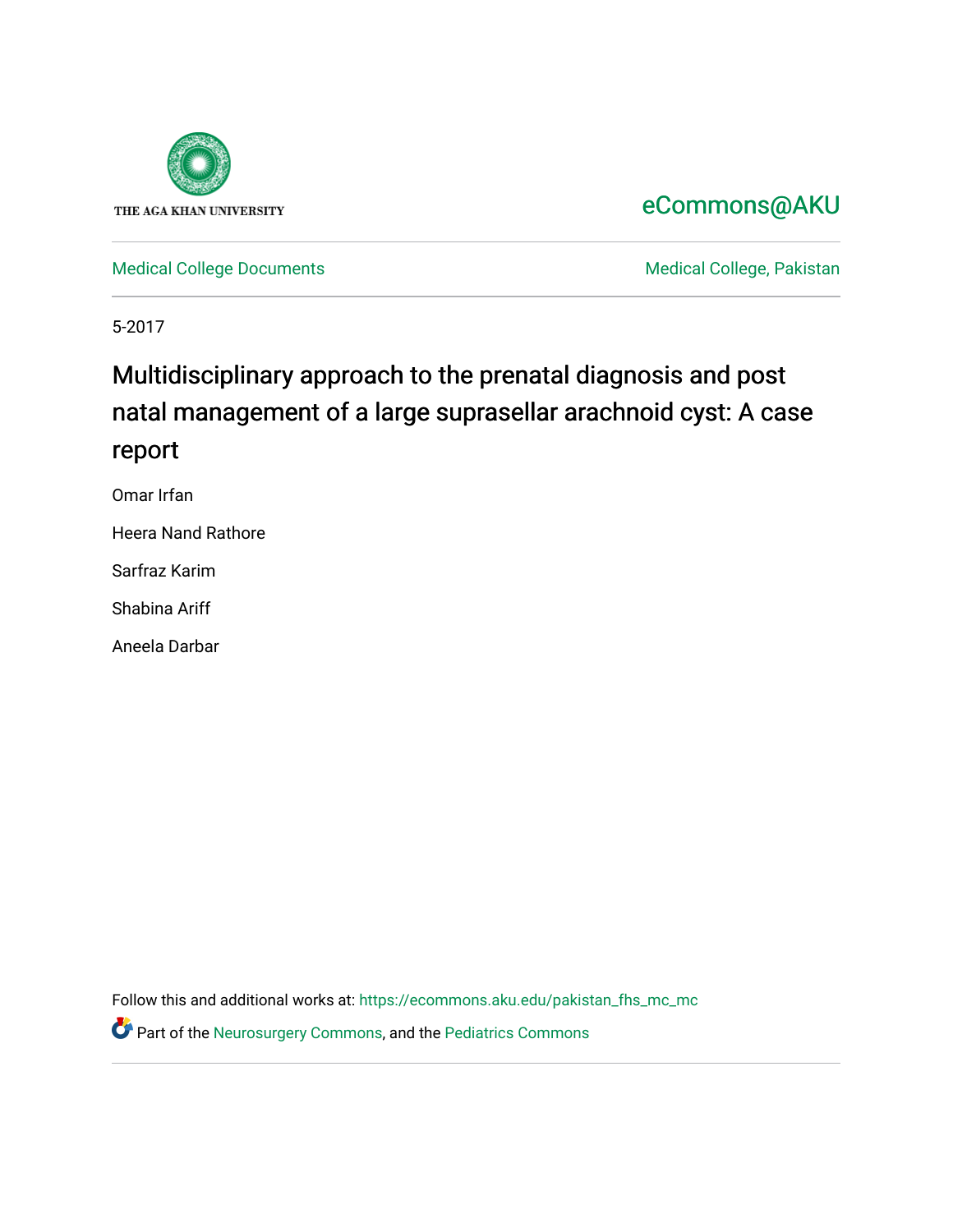THE AGA KHAN UNIVERSITY

eCommons@AKU

Medical College Documents

Medical College, Pakistan

5-2017

# Multidisciplinary approach to the prenatal diagnosis and post natal management of a large suprasellar arachnoid cyst: A case report

Omar Irfan

Heera Nand Rathore

Sarfraz Karim

Shabina Ariff

Aneela Darbar

Follow this and additional works at: https://ecommons.aku.edu/pakistan_fhs_mc_mc

Part of the Neurosurgery Commons, and the Pediatrics Commons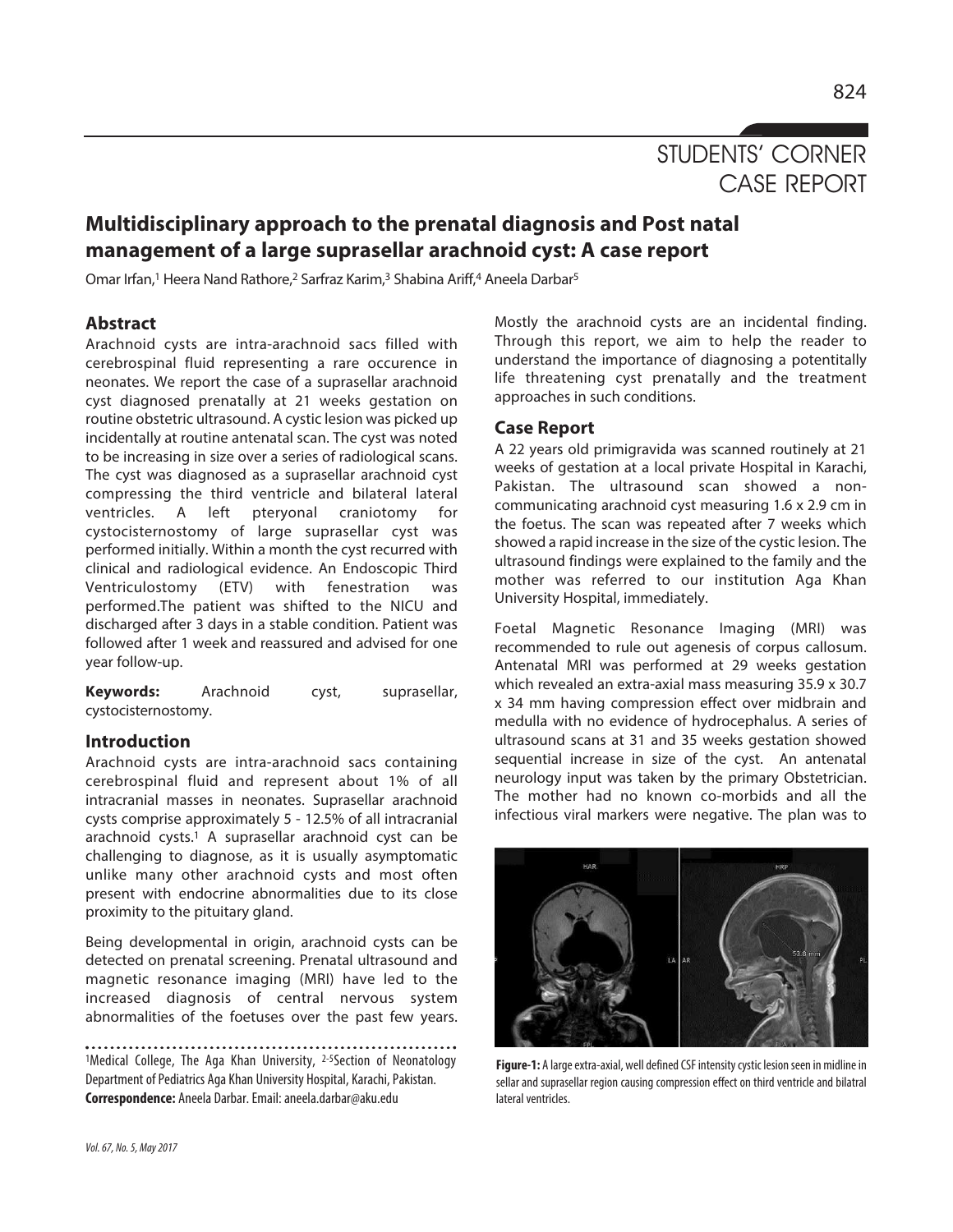# STUDENTS' CORNER
# CASE REPORT

## Multidisciplinary approach to the prenatal diagnosis and Post natal management of a large suprasellar arachnoid cyst: A case report

Omar Irfan,[1] Heera Nand Rathore,[2] Sarfraz Karim,[3] Shabina Ariff,[4] Aneela Darbar[5]

### Abstract

Arachnoid cysts are intra-arachnoid sacs filled with cerebrospinal fluid representing a rare occurence in neonates. We report the case of a suprasellar arachnoid cyst diagnosed prenatally at 21 weeks gestation on routine obstetric ultrasound. A cystic lesion was picked up incidentally at routine antenatal scan. The cyst was noted to be increasing in size over a series of radiological scans. The cyst was diagnosed as a suprasellar arachnoid cyst compressing the third ventricle and bilateral lateral ventricles. A left pteryonal craniotomy for cystocisternostomy of large suprasellar cyst was performed initially. Within a month the cyst recurred with clinical and radiological evidence. An Endoscopic Third Ventriculostomy (ETV) with fenestration was performed.The patient was shifted to the NICU and discharged after 3 days in a stable condition. Patient was followed after 1 week and reassured and advised for one year follow-up.

**Keywords:** Arachnoid cyst, suprasellar, cystocisternostomy.

### Introduction

Arachnoid cysts are intra-arachnoid sacs containing cerebrospinal fluid and represent about 1% of all intracranial masses in neonates. Suprasellar arachnoid cysts comprise approximately 5 - 12.5% of all intracranial arachnoid cysts.[1] A suprasellar arachnoid cyst can be challenging to diagnose, as it is usually asymptomatic unlike many other arachnoid cysts and most often present with endocrine abnormalities due to its close proximity to the pituitary gland.

Being developmental in origin, arachnoid cysts can be detected on prenatal screening. Prenatal ultrasound and magnetic resonance imaging (MRI) have led to the increased diagnosis of central nervous system abnormalities of the foetuses over the past few years. Mostly the arachnoid cysts are an incidental finding. Through this report, we aim to help the reader to understand the importance of diagnosing a potentitally life threatening cyst prenatally and the treatment approaches in such conditions.

[1]Medical College, The Aga Khan University, [2-5]Section of Neonatology Department of Pediatrics Aga Khan University Hospital, Karachi, Pakistan.
**Correspondence:** Aneela Darbar. Email: aneela.darbar@aku.edu

### Case Report

A 22 years old primigravida was scanned routinely at 21 weeks of gestation at a local private Hospital in Karachi, Pakistan. The ultrasound scan showed a non-communicating arachnoid cyst measuring 1.6 x 2.9 cm in the foetus. The scan was repeated after 7 weeks which showed a rapid increase in the size of the cystic lesion. The ultrasound findings were explained to the family and the mother was referred to our institution Aga Khan University Hospital, immediately.

Foetal Magnetic Resonance Imaging (MRI) was recommended to rule out agenesis of corpus callosum. Antenatal MRI was performed at 29 weeks gestation which revealed an extra-axial mass measuring 35.9 x 30.7 x 34 mm having compression effect over midbrain and medulla with no evidence of hydrocephalus. A series of ultrasound scans at 31 and 35 weeks gestation showed sequential increase in size of the cyst. An antenatal neurology input was taken by the primary Obstetrician. The mother had no known co-morbids and all the infectious viral markers were negative. The plan was to

**Figure-1:** A large extra-axial, well defined CSF intensity cystic lesion seen in midline in sellar and suprasellar region causing compression effect on third ventricle and bilatral lateral ventricles.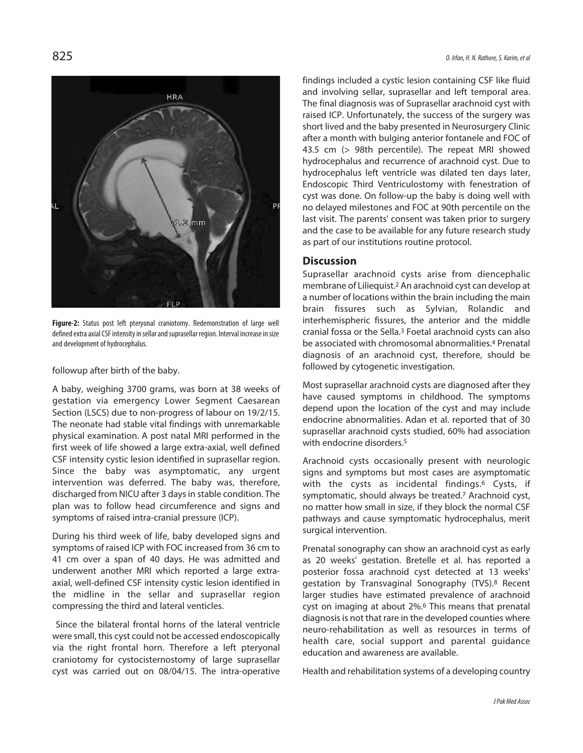**Figure-2:** Status post left pteryonal craniotomy. Redemonstration of large well defined extra axial CSF intensity in sellar and suprasellar region. Interval increase in size and development of hydrocephalus.

followup after birth of the baby.

A baby, weighing 3700 grams, was born at 38 weeks of gestation via emergency Lower Segment Caesarean Section (LSCS) due to non-progress of labour on 19/2/15. The neonate had stable vital findings with unremarkable physical examination. A post natal MRI performed in the first week of life showed a large extra-axial, well defined CSF intensity cystic lesion identified in suprasellar region. Since the baby was asymptomatic, any urgent intervention was deferred. The baby was, therefore, discharged from NICU after 3 days in stable condition. The plan was to follow head circumference and signs and symptoms of raised intra-cranial pressure (ICP).

During his third week of life, baby developed signs and symptoms of raised ICP with FOC increased from 36 cm to 41 cm over a span of 40 days. He was admitted and underwent another MRI which reported a large extra-axial, well-defined CSF intensity cystic lesion identified in the midline in the sellar and suprasellar region compressing the third and lateral venticles.

Since the bilateral frontal horns of the lateral ventricle were small, this cyst could not be accessed endoscopically via the right frontal horn. Therefore a left pteryonal craniotomy for cystocisternostomy of large suprasellar cyst was carried out on 08/04/15. The intra-operative findings included a cystic lesion containing CSF like fluid and involving sellar, suprasellar and left temporal area. The final diagnosis was of Suprasellar arachnoid cyst with raised ICP. Unfortunately, the success of the surgery was short lived and the baby presented in Neurosurgery Clinic after a month with bulging anterior fontanele and FOC of 43.5 cm (> 98th percentile). The repeat MRI showed hydrocephalus and recurrence of arachnoid cyst. Due to hydrocephalus left ventricle was dilated ten days later, Endoscopic Third Ventriculostomy with fenestration of cyst was done. On follow-up the baby is doing well with no delayed milestones and FOC at 90th percentile on the last visit. The parents' consent was taken prior to surgery and the case to be available for any future research study as part of our institutions routine protocol.

## Discussion

Suprasellar arachnoid cysts arise from diencephalic membrane of Liliequist.[2] An arachnoid cyst can develop at a number of locations within the brain including the main brain fissures such as Sylvian, Rolandic and interhemispheric fissures, the anterior and the middle cranial fossa or the Sella.[3] Foetal arachnoid cysts can also be associated with chromosomal abnormalities.[4] Prenatal diagnosis of an arachnoid cyst, therefore, should be followed by cytogenetic investigation.

Most suprasellar arachnoid cysts are diagnosed after they have caused symptoms in childhood. The symptoms depend upon the location of the cyst and may include endocrine abnormalities. Adan et al. reported that of 30 suprasellar arachnoid cysts studied, 60% had association with endocrine disorders.[5]

Arachnoid cysts occasionally present with neurologic signs and symptoms but most cases are asymptomatic with the cysts as incidental findings.[6] Cysts, if symptomatic, should always be treated.[7] Arachnoid cyst, no matter how small in size, if they block the normal CSF pathways and cause symptomatic hydrocephalus, merit surgical intervention.

Prenatal sonography can show an arachnoid cyst as early as 20 weeks' gestation. Bretelle et al. has reported a posterior fossa arachnoid cyst detected at 13 weeks' gestation by Transvaginal Sonography (TVS).[8] Recent larger studies have estimated prevalence of arachnoid cyst on imaging at about 2%.[6] This means that prenatal diagnosis is not that rare in the developed counties where neuro-rehabilitation as well as resources in terms of health care, social support and parental guidance education and awareness are available.

Health and rehabilitation systems of a developing country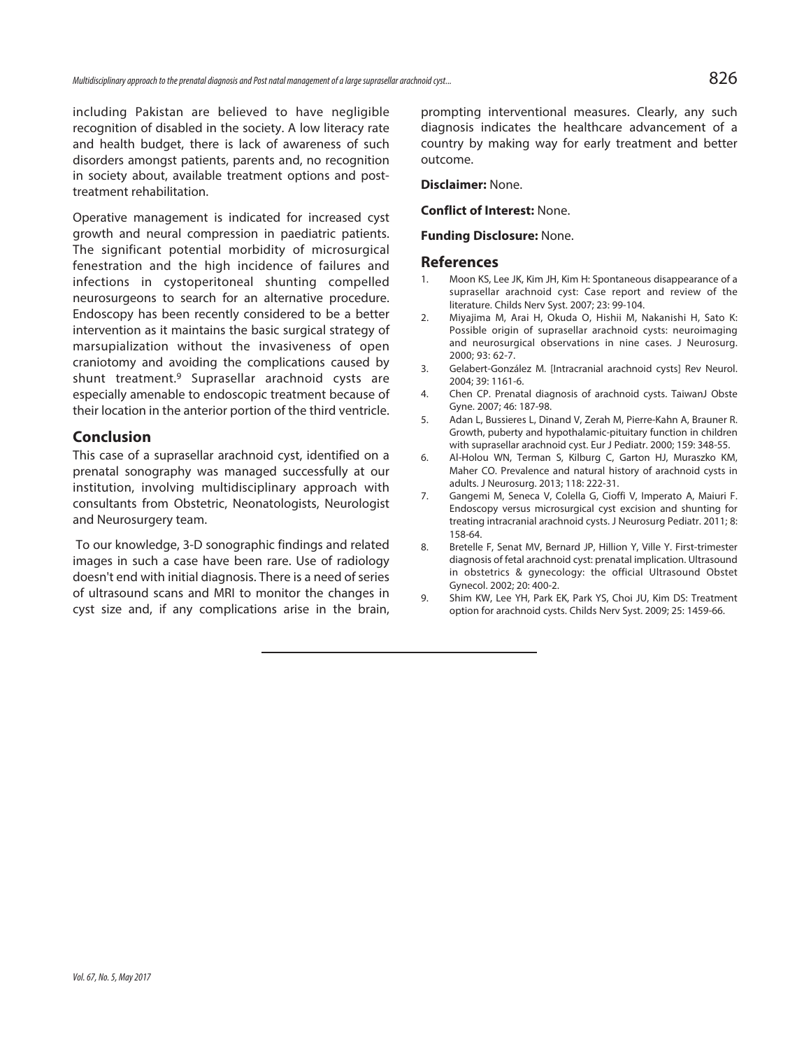including Pakistan are believed to have negligible recognition of disabled in the society. A low literacy rate and health budget, there is lack of awareness of such disorders amongst patients, parents and, no recognition in society about, available treatment options and post-treatment rehabilitation.

Operative management is indicated for increased cyst growth and neural compression in paediatric patients. The significant potential morbidity of microsurgical fenestration and the high incidence of failures and infections in cystoperitoneal shunting compelled neurosurgeons to search for an alternative procedure. Endoscopy has been recently considered to be a better intervention as it maintains the basic surgical strategy of marsupialization without the invasiveness of open craniotomy and avoiding the complications caused by shunt treatment.[9] Suprasellar arachnoid cysts are especially amenable to endoscopic treatment because of their location in the anterior portion of the third ventricle.

## Conclusion

This case of a suprasellar arachnoid cyst, identified on a prenatal sonography was managed successfully at our institution, involving multidisciplinary approach with consultants from Obstetric, Neonatologists, Neurologist and Neurosurgery team.

To our knowledge, 3-D sonographic findings and related images in such a case have been rare. Use of radiology doesn't end with initial diagnosis. There is a need of series of ultrasound scans and MRI to monitor the changes in cyst size and, if any complications arise in the brain, prompting interventional measures. Clearly, any such diagnosis indicates the healthcare advancement of a country by making way for early treatment and better outcome.

**Disclaimer:** None.

**Conflict of Interest:** None.

**Funding Disclosure:** None.

## References

1. Moon KS, Lee JK, Kim JH, Kim H: Spontaneous disappearance of a suprasellar arachnoid cyst: Case report and review of the literature. Childs Nerv Syst. 2007; 23: 99-104.
2. Miyajima M, Arai H, Okuda O, Hishii M, Nakanishi H, Sato K: Possible origin of suprasellar arachnoid cysts: neuroimaging and neurosurgical observations in nine cases. J Neurosurg. 2000; 93: 62-7.
3. Gelabert-González M. [Intracranial arachnoid cysts] Rev Neurol. 2004; 39: 1161-6.
4. Chen CP. Prenatal diagnosis of arachnoid cysts. TaiwanJ Obste Gyne. 2007; 46: 187-98.
5. Adan L, Bussieres L, Dinand V, Zerah M, Pierre-Kahn A, Brauner R. Growth, puberty and hypothalamic-pituitary function in children with suprasellar arachnoid cyst. Eur J Pediatr. 2000; 159: 348-55.
6. Al-Holou WN, Terman S, Kilburg C, Garton HJ, Muraszko KM, Maher CO. Prevalence and natural history of arachnoid cysts in adults. J Neurosurg. 2013; 118: 222-31.
7. Gangemi M, Seneca V, Colella G, Cioffi V, Imperato A, Maiuri F. Endoscopy versus microsurgical cyst excision and shunting for treating intracranial arachnoid cysts. J Neurosurg Pediatr. 2011; 8: 158-64.
8. Bretelle F, Senat MV, Bernard JP, Hillion Y, Ville Y. First-trimester diagnosis of fetal arachnoid cyst: prenatal implication. Ultrasound in obstetrics & gynecology: the official Ultrasound Obstet Gynecol. 2002; 20: 400-2.
9. Shim KW, Lee YH, Park EK, Park YS, Choi JU, Kim DS: Treatment option for arachnoid cysts. Childs Nerv Syst. 2009; 25: 1459-66.